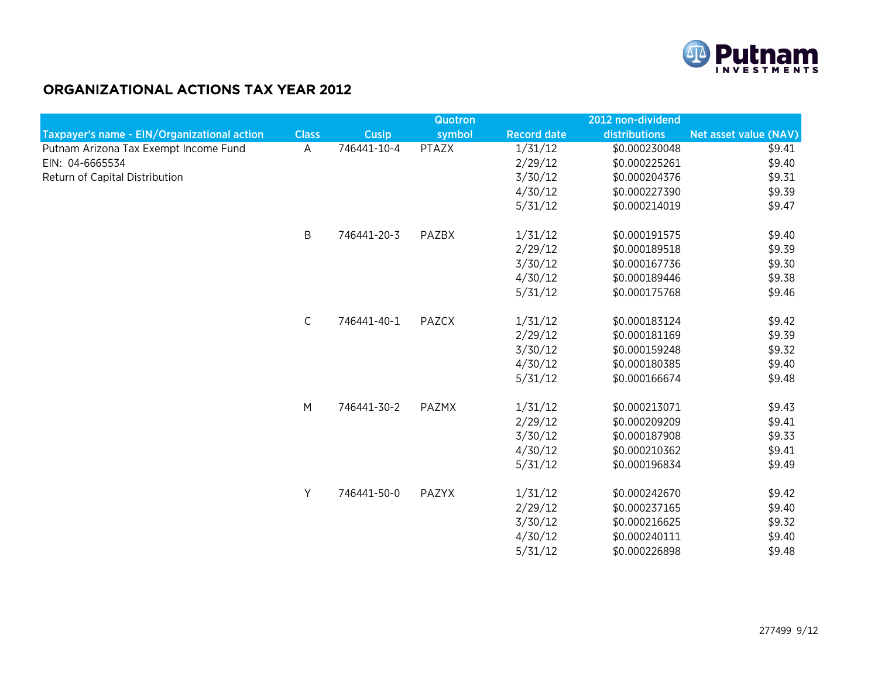# ORGANIZATIONAL ACTIONS TAX YEAR 2012

| Taxpayer's name - EIN/Organizational action | Class | Cusip | Quotron symbol | Record date | 2012 non-dividend distributions | Net asset value (NAV) |
|---|---|---|---|---|---|---|
| Putnam Arizona Tax Exempt Income Fund | A | 746441-10-4 | PTAZX | 1/31/12 | $0.000230048 | $9.41 |
| EIN: 04-6665534 | | | | 2/29/12 | $0.000225261 | $9.40 |
| Return of Capital Distribution | | | | 3/30/12 | $0.000204376 | $9.31 |
| | | | | 4/30/12 | $0.000227390 | $9.39 |
| | | | | 5/31/12 | $0.000214019 | $9.47 |
| | B | 746441-20-3 | PAZBX | 1/31/12 | $0.000191575 | $9.40 |
| | | | | 2/29/12 | $0.000189518 | $9.39 |
| | | | | 3/30/12 | $0.000167736 | $9.30 |
| | | | | 4/30/12 | $0.000189446 | $9.38 |
| | | | | 5/31/12 | $0.000175768 | $9.46 |
| | C | 746441-40-1 | PAZCX | 1/31/12 | $0.000183124 | $9.42 |
| | | | | 2/29/12 | $0.000181169 | $9.39 |
| | | | | 3/30/12 | $0.000159248 | $9.32 |
| | | | | 4/30/12 | $0.000180385 | $9.40 |
| | | | | 5/31/12 | $0.000166674 | $9.48 |
| | M | 746441-30-2 | PAZMX | 1/31/12 | $0.000213071 | $9.43 |
| | | | | 2/29/12 | $0.000209209 | $9.41 |
| | | | | 3/30/12 | $0.000187908 | $9.33 |
| | | | | 4/30/12 | $0.000210362 | $9.41 |
| | | | | 5/31/12 | $0.000196834 | $9.49 |
| | Y | 746441-50-0 | PAZYX | 1/31/12 | $0.000242670 | $9.42 |
| | | | | 2/29/12 | $0.000237165 | $9.40 |
| | | | | 3/30/12 | $0.000216625 | $9.32 |
| | | | | 4/30/12 | $0.000240111 | $9.40 |
| | | | | 5/31/12 | $0.000226898 | $9.48 |

277499 9/12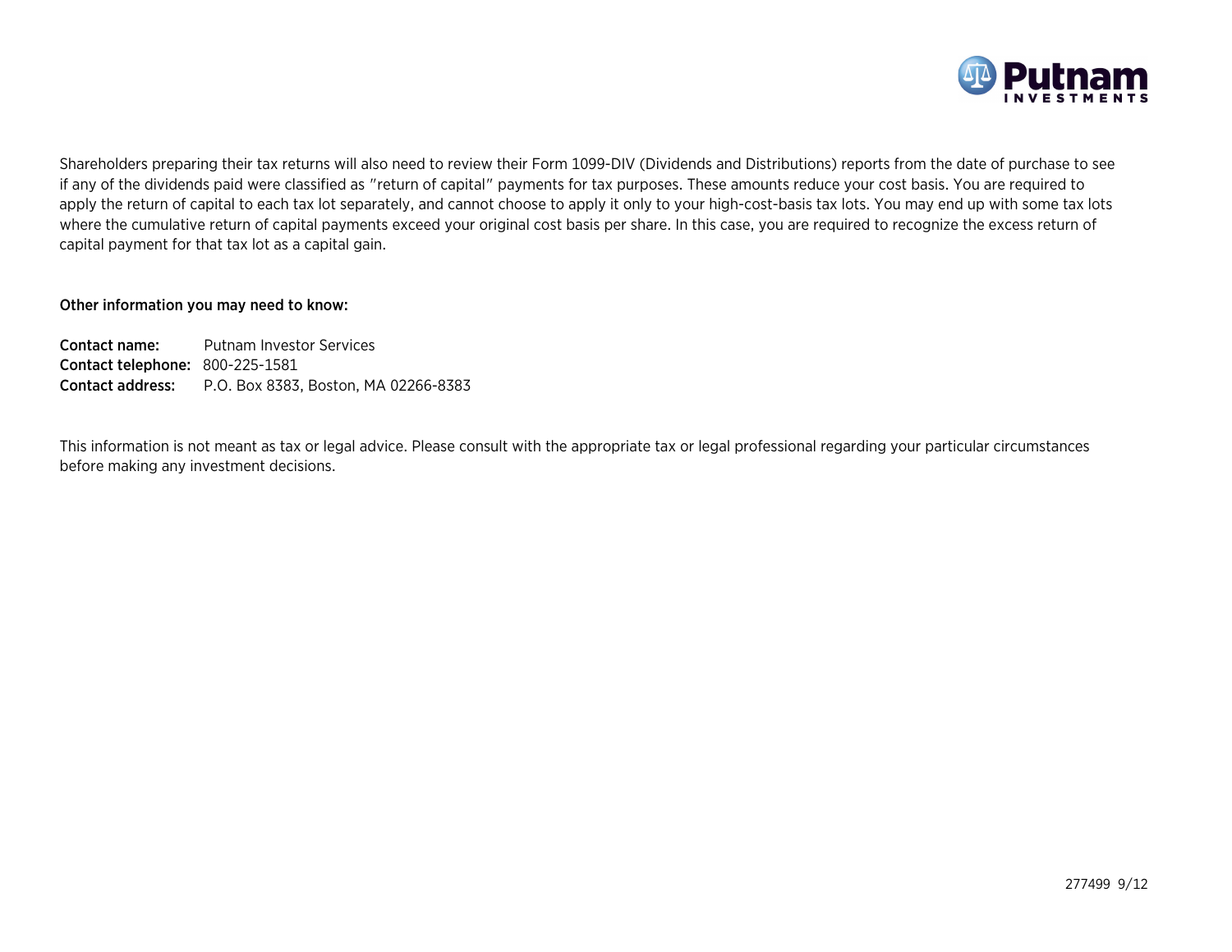Shareholders preparing their tax returns will also need to review their Form 1099-DIV (Dividends and Distributions) reports from the date of purchase to see if any of the dividends paid were classified as "return of capital" payments for tax purposes. These amounts reduce your cost basis. You are required to apply the return of capital to each tax lot separately, and cannot choose to apply it only to your high-cost-basis tax lots. You may end up with some tax lots where the cumulative return of capital payments exceed your original cost basis per share. In this case, you are required to recognize the excess return of capital payment for that tax lot as a capital gain.

**Other information you may need to know:**

**Contact name:** Putnam Investor Services
**Contact telephone:** 800-225-1581
**Contact address:** P.O. Box 8383, Boston, MA 02266-8383

This information is not meant as tax or legal advice. Please consult with the appropriate tax or legal professional regarding your particular circumstances before making any investment decisions.

277499 9/12